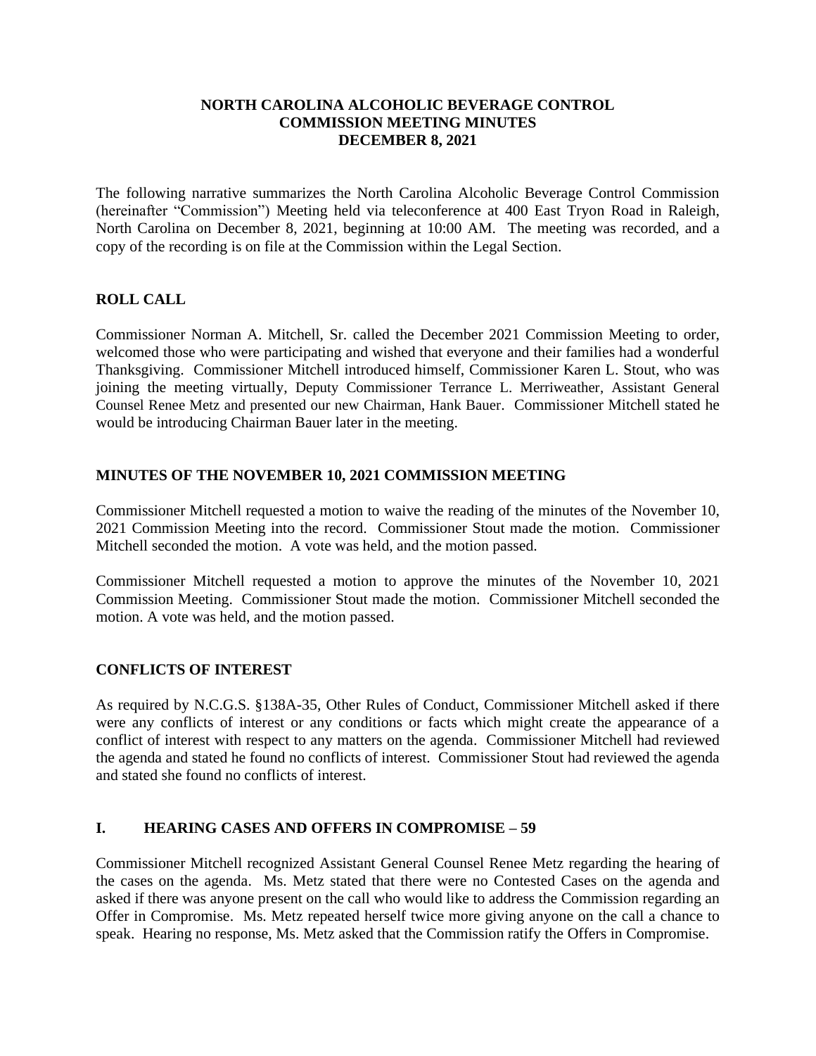**NORTH CAROLINA ALCOHOLIC BEVERAGE CONTROL**
**COMMISSION MEETING MINUTES**
**DECEMBER 8, 2021**

The following narrative summarizes the North Carolina Alcoholic Beverage Control Commission (hereinafter "Commission") Meeting held via teleconference at 400 East Tryon Road in Raleigh, North Carolina on December 8, 2021, beginning at 10:00 AM. The meeting was recorded, and a copy of the recording is on file at the Commission within the Legal Section.

## ROLL CALL

Commissioner Norman A. Mitchell, Sr. called the December 2021 Commission Meeting to order, welcomed those who were participating and wished that everyone and their families had a wonderful Thanksgiving. Commissioner Mitchell introduced himself, Commissioner Karen L. Stout, who was joining the meeting virtually, Deputy Commissioner Terrance L. Merriweather, Assistant General Counsel Renee Metz and presented our new Chairman, Hank Bauer. Commissioner Mitchell stated he would be introducing Chairman Bauer later in the meeting.

## MINUTES OF THE NOVEMBER 10, 2021 COMMISSION MEETING

Commissioner Mitchell requested a motion to waive the reading of the minutes of the November 10, 2021 Commission Meeting into the record. Commissioner Stout made the motion. Commissioner Mitchell seconded the motion. A vote was held, and the motion passed.

Commissioner Mitchell requested a motion to approve the minutes of the November 10, 2021 Commission Meeting. Commissioner Stout made the motion. Commissioner Mitchell seconded the motion. A vote was held, and the motion passed.

## CONFLICTS OF INTEREST

As required by N.C.G.S. §138A-35, Other Rules of Conduct, Commissioner Mitchell asked if there were any conflicts of interest or any conditions or facts which might create the appearance of a conflict of interest with respect to any matters on the agenda. Commissioner Mitchell had reviewed the agenda and stated he found no conflicts of interest. Commissioner Stout had reviewed the agenda and stated she found no conflicts of interest.

## I. HEARING CASES AND OFFERS IN COMPROMISE – 59

Commissioner Mitchell recognized Assistant General Counsel Renee Metz regarding the hearing of the cases on the agenda. Ms. Metz stated that there were no Contested Cases on the agenda and asked if there was anyone present on the call who would like to address the Commission regarding an Offer in Compromise. Ms. Metz repeated herself twice more giving anyone on the call a chance to speak. Hearing no response, Ms. Metz asked that the Commission ratify the Offers in Compromise.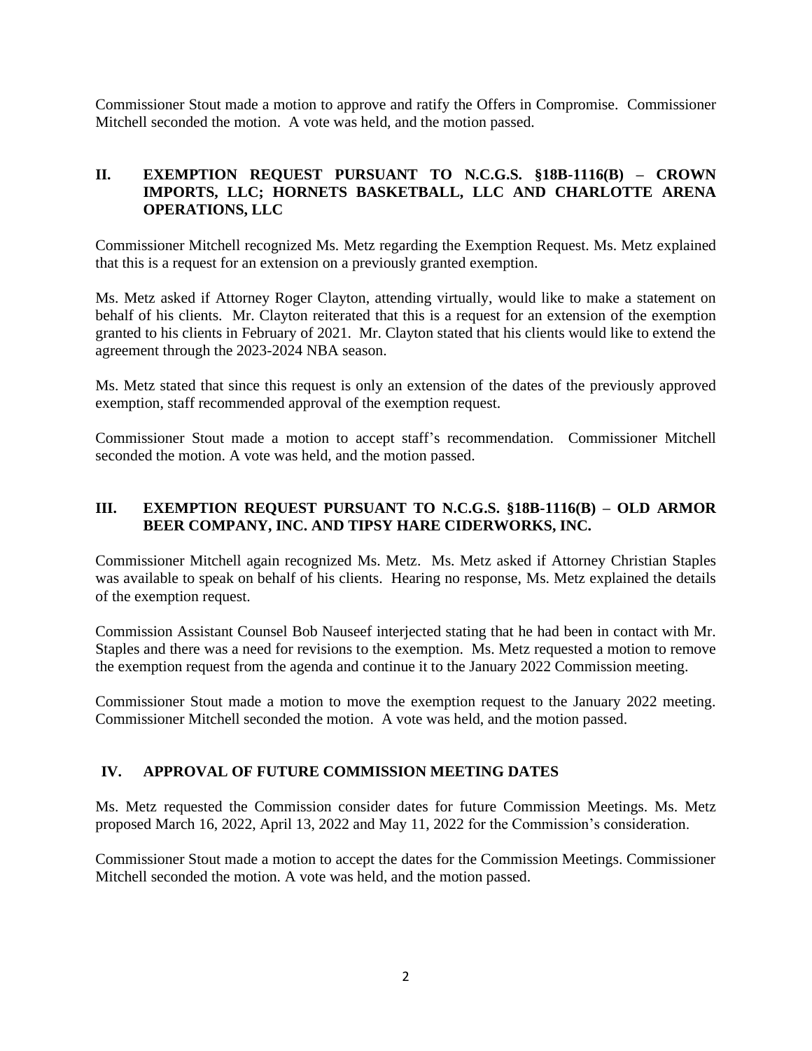Commissioner Stout made a motion to approve and ratify the Offers in Compromise. Commissioner Mitchell seconded the motion. A vote was held, and the motion passed.

## II. EXEMPTION REQUEST PURSUANT TO N.C.G.S. §18B-1116(B) – CROWN IMPORTS, LLC; HORNETS BASKETBALL, LLC AND CHARLOTTE ARENA OPERATIONS, LLC

Commissioner Mitchell recognized Ms. Metz regarding the Exemption Request. Ms. Metz explained that this is a request for an extension on a previously granted exemption.

Ms. Metz asked if Attorney Roger Clayton, attending virtually, would like to make a statement on behalf of his clients. Mr. Clayton reiterated that this is a request for an extension of the exemption granted to his clients in February of 2021. Mr. Clayton stated that his clients would like to extend the agreement through the 2023-2024 NBA season.

Ms. Metz stated that since this request is only an extension of the dates of the previously approved exemption, staff recommended approval of the exemption request.

Commissioner Stout made a motion to accept staff's recommendation. Commissioner Mitchell seconded the motion. A vote was held, and the motion passed.

## III. EXEMPTION REQUEST PURSUANT TO N.C.G.S. §18B-1116(B) – OLD ARMOR BEER COMPANY, INC. AND TIPSY HARE CIDERWORKS, INC.

Commissioner Mitchell again recognized Ms. Metz. Ms. Metz asked if Attorney Christian Staples was available to speak on behalf of his clients. Hearing no response, Ms. Metz explained the details of the exemption request.

Commission Assistant Counsel Bob Nauseef interjected stating that he had been in contact with Mr. Staples and there was a need for revisions to the exemption. Ms. Metz requested a motion to remove the exemption request from the agenda and continue it to the January 2022 Commission meeting.

Commissioner Stout made a motion to move the exemption request to the January 2022 meeting. Commissioner Mitchell seconded the motion. A vote was held, and the motion passed.

## IV. APPROVAL OF FUTURE COMMISSION MEETING DATES

Ms. Metz requested the Commission consider dates for future Commission Meetings. Ms. Metz proposed March 16, 2022, April 13, 2022 and May 11, 2022 for the Commission's consideration.

Commissioner Stout made a motion to accept the dates for the Commission Meetings. Commissioner Mitchell seconded the motion. A vote was held, and the motion passed.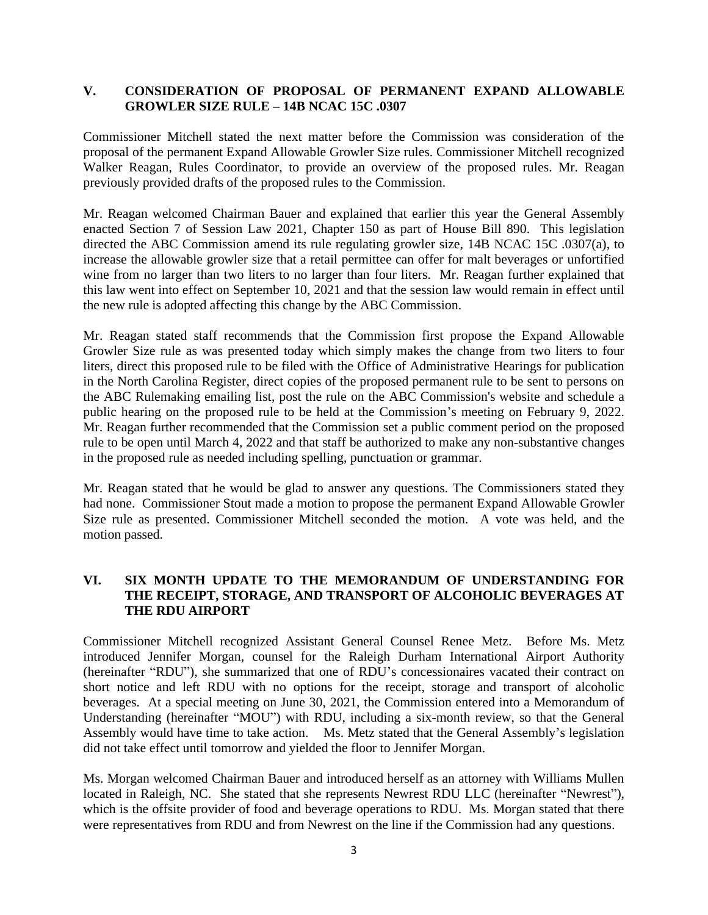## V. CONSIDERATION OF PROPOSAL OF PERMANENT EXPAND ALLOWABLE GROWLER SIZE RULE – 14B NCAC 15C .0307

Commissioner Mitchell stated the next matter before the Commission was consideration of the proposal of the permanent Expand Allowable Growler Size rules. Commissioner Mitchell recognized Walker Reagan, Rules Coordinator, to provide an overview of the proposed rules. Mr. Reagan previously provided drafts of the proposed rules to the Commission.

Mr. Reagan welcomed Chairman Bauer and explained that earlier this year the General Assembly enacted Section 7 of Session Law 2021, Chapter 150 as part of House Bill 890. This legislation directed the ABC Commission amend its rule regulating growler size, 14B NCAC 15C .0307(a), to increase the allowable growler size that a retail permittee can offer for malt beverages or unfortified wine from no larger than two liters to no larger than four liters. Mr. Reagan further explained that this law went into effect on September 10, 2021 and that the session law would remain in effect until the new rule is adopted affecting this change by the ABC Commission.

Mr. Reagan stated staff recommends that the Commission first propose the Expand Allowable Growler Size rule as was presented today which simply makes the change from two liters to four liters, direct this proposed rule to be filed with the Office of Administrative Hearings for publication in the North Carolina Register, direct copies of the proposed permanent rule to be sent to persons on the ABC Rulemaking emailing list, post the rule on the ABC Commission's website and schedule a public hearing on the proposed rule to be held at the Commission's meeting on February 9, 2022. Mr. Reagan further recommended that the Commission set a public comment period on the proposed rule to be open until March 4, 2022 and that staff be authorized to make any non-substantive changes in the proposed rule as needed including spelling, punctuation or grammar.

Mr. Reagan stated that he would be glad to answer any questions. The Commissioners stated they had none. Commissioner Stout made a motion to propose the permanent Expand Allowable Growler Size rule as presented. Commissioner Mitchell seconded the motion. A vote was held, and the motion passed.

## VI. SIX MONTH UPDATE TO THE MEMORANDUM OF UNDERSTANDING FOR THE RECEIPT, STORAGE, AND TRANSPORT OF ALCOHOLIC BEVERAGES AT THE RDU AIRPORT

Commissioner Mitchell recognized Assistant General Counsel Renee Metz. Before Ms. Metz introduced Jennifer Morgan, counsel for the Raleigh Durham International Airport Authority (hereinafter "RDU"), she summarized that one of RDU's concessionaires vacated their contract on short notice and left RDU with no options for the receipt, storage and transport of alcoholic beverages. At a special meeting on June 30, 2021, the Commission entered into a Memorandum of Understanding (hereinafter "MOU") with RDU, including a six-month review, so that the General Assembly would have time to take action. Ms. Metz stated that the General Assembly's legislation did not take effect until tomorrow and yielded the floor to Jennifer Morgan.

Ms. Morgan welcomed Chairman Bauer and introduced herself as an attorney with Williams Mullen located in Raleigh, NC. She stated that she represents Newrest RDU LLC (hereinafter "Newrest"), which is the offsite provider of food and beverage operations to RDU. Ms. Morgan stated that there were representatives from RDU and from Newrest on the line if the Commission had any questions.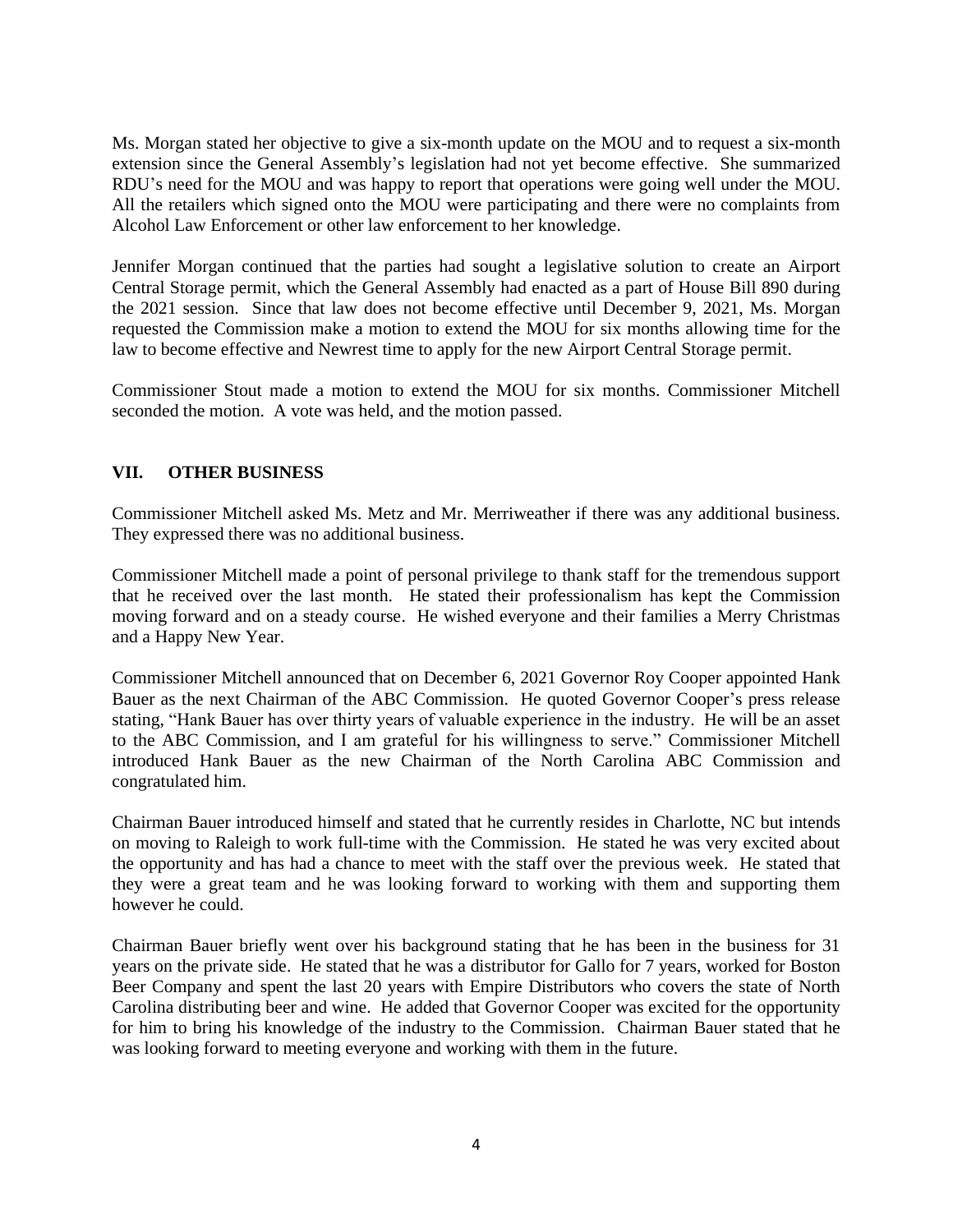Ms. Morgan stated her objective to give a six-month update on the MOU and to request a six-month extension since the General Assembly's legislation had not yet become effective. She summarized RDU's need for the MOU and was happy to report that operations were going well under the MOU. All the retailers which signed onto the MOU were participating and there were no complaints from Alcohol Law Enforcement or other law enforcement to her knowledge.

Jennifer Morgan continued that the parties had sought a legislative solution to create an Airport Central Storage permit, which the General Assembly had enacted as a part of House Bill 890 during the 2021 session. Since that law does not become effective until December 9, 2021, Ms. Morgan requested the Commission make a motion to extend the MOU for six months allowing time for the law to become effective and Newrest time to apply for the new Airport Central Storage permit.

Commissioner Stout made a motion to extend the MOU for six months. Commissioner Mitchell seconded the motion. A vote was held, and the motion passed.

## VII. OTHER BUSINESS

Commissioner Mitchell asked Ms. Metz and Mr. Merriweather if there was any additional business. They expressed there was no additional business.

Commissioner Mitchell made a point of personal privilege to thank staff for the tremendous support that he received over the last month. He stated their professionalism has kept the Commission moving forward and on a steady course. He wished everyone and their families a Merry Christmas and a Happy New Year.

Commissioner Mitchell announced that on December 6, 2021 Governor Roy Cooper appointed Hank Bauer as the next Chairman of the ABC Commission. He quoted Governor Cooper's press release stating, "Hank Bauer has over thirty years of valuable experience in the industry. He will be an asset to the ABC Commission, and I am grateful for his willingness to serve." Commissioner Mitchell introduced Hank Bauer as the new Chairman of the North Carolina ABC Commission and congratulated him.

Chairman Bauer introduced himself and stated that he currently resides in Charlotte, NC but intends on moving to Raleigh to work full-time with the Commission. He stated he was very excited about the opportunity and has had a chance to meet with the staff over the previous week. He stated that they were a great team and he was looking forward to working with them and supporting them however he could.

Chairman Bauer briefly went over his background stating that he has been in the business for 31 years on the private side. He stated that he was a distributor for Gallo for 7 years, worked for Boston Beer Company and spent the last 20 years with Empire Distributors who covers the state of North Carolina distributing beer and wine. He added that Governor Cooper was excited for the opportunity for him to bring his knowledge of the industry to the Commission. Chairman Bauer stated that he was looking forward to meeting everyone and working with them in the future.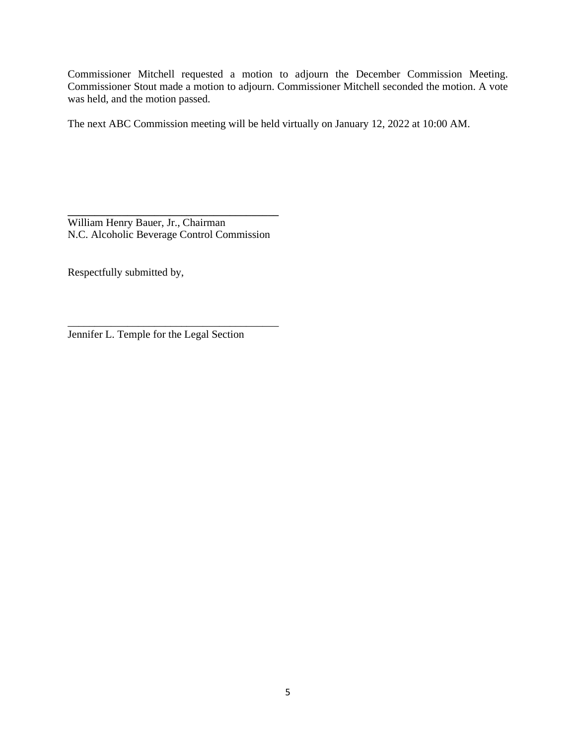Commissioner Mitchell requested a motion to adjourn the December Commission Meeting. Commissioner Stout made a motion to adjourn. Commissioner Mitchell seconded the motion. A vote was held, and the motion passed.

The next ABC Commission meeting will be held virtually on January 12, 2022 at 10:00 AM.

\_\_\_\_\_\_\_\_\_\_\_\_\_\_\_\_\_\_\_\_\_\_\_\_\_\_\_\_\_\_\_\_\_\_\_\_\_\_\_\_
William Henry Bauer, Jr., Chairman
N.C. Alcoholic Beverage Control Commission

Respectfully submitted by,

\_\_\_\_\_\_\_\_\_\_\_\_\_\_\_\_\_\_\_\_\_\_\_\_\_\_\_\_\_\_\_\_\_\_\_\_\_\_\_\_
Jennifer L. Temple for the Legal Section